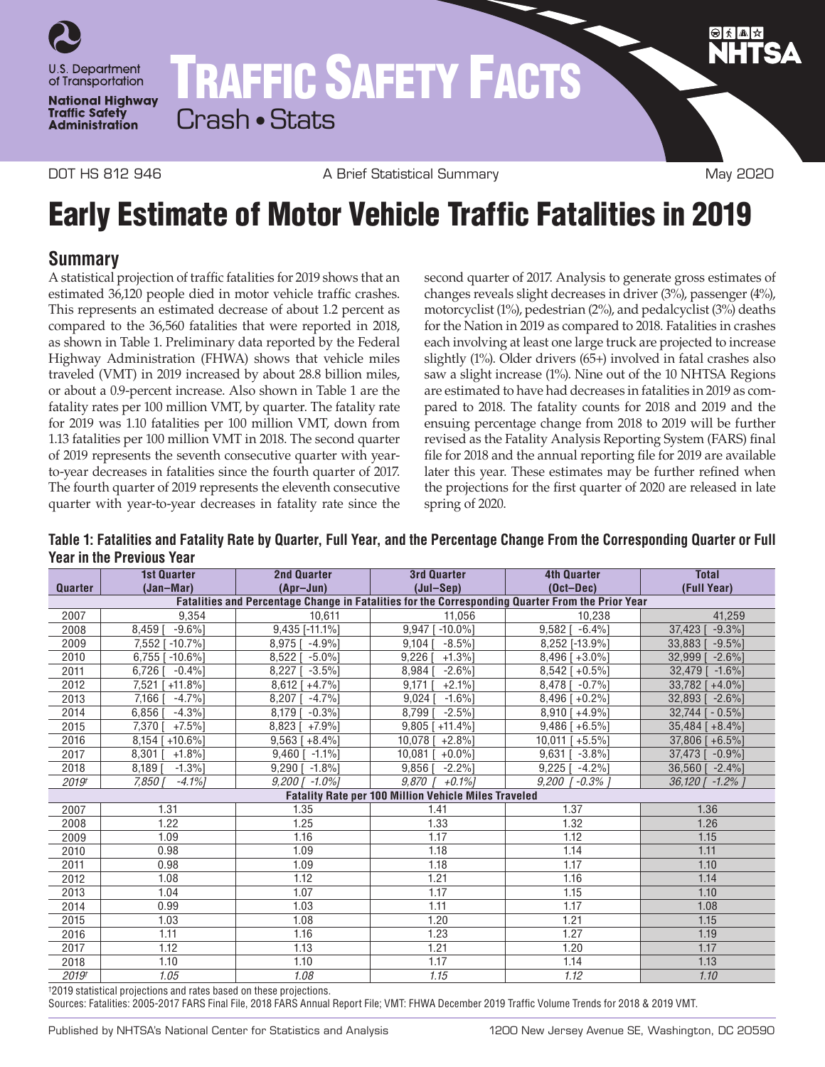U.S. Department of Transportation

National Highway Traffic Safety Administration

# TRAFFIC SAFETY FACTS

Crash • Stats

DOT HS 812 946 | A Brief Statistical Summary | May 2020

# Early Estimate of Motor Vehicle Traffic Fatalities in 2019

## Summary

A statistical projection of traffic fatalities for 2019 shows that an estimated 36,120 people died in motor vehicle traffic crashes. This represents an estimated decrease of about 1.2 percent as compared to the 36,560 fatalities that were reported in 2018, as shown in Table 1. Preliminary data reported by the Federal Highway Administration (FHWA) shows that vehicle miles traveled (VMT) in 2019 increased by about 28.8 billion miles, or about a 0.9-percent increase. Also shown in Table 1 are the fatality rates per 100 million VMT, by quarter. The fatality rate for 2019 was 1.10 fatalities per 100 million VMT, down from 1.13 fatalities per 100 million VMT in 2018. The second quarter of 2019 represents the seventh consecutive quarter with year-to-year decreases in fatalities since the fourth quarter of 2017. The fourth quarter of 2019 represents the eleventh consecutive quarter with year-to-year decreases in fatality rate since the second quarter of 2017. Analysis to generate gross estimates of changes reveals slight decreases in driver (3%), passenger (4%), motorcyclist (1%), pedestrian (2%), and pedalcyclist (3%) deaths for the Nation in 2019 as compared to 2018. Fatalities in crashes each involving at least one large truck are projected to increase slightly (1%). Older drivers (65+) involved in fatal crashes also saw a slight increase (1%). Nine out of the 10 NHTSA Regions are estimated to have had decreases in fatalities in 2019 as compared to 2018. The fatality counts for 2018 and 2019 and the ensuing percentage change from 2018 to 2019 will be further revised as the Fatality Analysis Reporting System (FARS) final file for 2018 and the annual reporting file for 2019 are available later this year. These estimates may be further refined when the projections for the first quarter of 2020 are released in late spring of 2020.

**Table 1: Fatalities and Fatality Rate by Quarter, Full Year, and the Percentage Change From the Corresponding Quarter or Full Year in the Previous Year**

| Quarter | 1st Quarter (Jan–Mar) | 2nd Quarter (Apr–Jun) | 3rd Quarter (Jul–Sep) | 4th Quarter (Oct–Dec) | Total (Full Year) |
|---|---|---|---|---|---|
| **Fatalities and Percentage Change in Fatalities for the Corresponding Quarter From the Prior Year** | | | | | |
| 2007 | 9,354 | 10,611 | 11,056 | 10,238 | 41,259 |
| 2008 | 8,459 [ -9.6%] | 9,435 [-11.1%] | 9,947 [ -10.0%] | 9,582 [ -6.4%] | 37,423 [ -9.3%] |
| 2009 | 7,552 [ -10.7%] | 8,975 [ -4.9%] | 9,104 [ -8.5%] | 8,252 [-13.9%] | 33,883 [ -9.5%] |
| 2010 | 6,755 [ -10.6%] | 8,522 [ -5.0%] | 9,226 [ +1.3%] | 8,496 [ +3.0%] | 32,999 [ -2.6%] |
| 2011 | 6,726 [ -0.4%] | 8,227 [ -3.5%] | 8,984 [ -2.6%] | 8,542 [ +0.5%] | 32,479 [ -1.6%] |
| 2012 | 7,521 [ +11.8%] | 8,612 [ +4.7%] | 9,171 [ +2.1%] | 8,478 [ -0.7%] | 33,782 [ +4.0%] |
| 2013 | 7,166 [ -4.7%] | 8,207 [ -4.7%] | 9,024 [ -1.6%] | 8,496 [ +0.2%] | 32,893 [ -2.6%] |
| 2014 | 6,856 [ -4.3%] | 8,179 [ -0.3%] | 8,799 [ -2.5%] | 8,910 [ +4.9%] | 32,744 [ - 0.5%] |
| 2015 | 7,370 [ +7.5%] | 8,823 [ +7.9%] | 9,805 [ +11.4%] | 9,486 [ +6.5%] | 35,484 [ +8.4%] |
| 2016 | 8,154 [ +10.6%] | 9,563 [ +8.4%] | 10,078 [ +2.8%] | 10,011 [ +5.5%] | 37,806 [ +6.5%] |
| 2017 | 8,301 [ +1.8%] | 9,460 [ -1.1%] | 10,081 [ +0.0%] | 9,631 [ -3.8%] | 37,473 [ -0.9%] |
| 2018 | 8,189 [ -1.3%] | 9,290 [ -1.8%] | 9,856 [ -2.2%] | 9,225 [ -4.2%] | 36,560 [ -2.4%] |
| *2019†* | *7,850 [ -4.1%]* | *9,200 [ -1.0%]* | *9,870 [ +0.1%]* | *9,200 [ -0.3% ]* | *36,120 [ -1.2% ]* |
| **Fatality Rate per 100 Million Vehicle Miles Traveled** | | | | | |
| 2007 | 1.31 | 1.35 | 1.41 | 1.37 | 1.36 |
| 2008 | 1.22 | 1.25 | 1.33 | 1.32 | 1.26 |
| 2009 | 1.09 | 1.16 | 1.17 | 1.12 | 1.15 |
| 2010 | 0.98 | 1.09 | 1.18 | 1.14 | 1.11 |
| 2011 | 0.98 | 1.09 | 1.18 | 1.17 | 1.10 |
| 2012 | 1.08 | 1.12 | 1.21 | 1.16 | 1.14 |
| 2013 | 1.04 | 1.07 | 1.17 | 1.15 | 1.10 |
| 2014 | 0.99 | 1.03 | 1.11 | 1.17 | 1.08 |
| 2015 | 1.03 | 1.08 | 1.20 | 1.21 | 1.15 |
| 2016 | 1.11 | 1.16 | 1.23 | 1.27 | 1.19 |
| 2017 | 1.12 | 1.13 | 1.21 | 1.20 | 1.17 |
| 2018 | 1.10 | 1.10 | 1.17 | 1.14 | 1.13 |
| *2019†* | *1.05* | *1.08* | *1.15* | *1.12* | *1.10* |

†2019 statistical projections and rates based on these projections.

Sources: Fatalities: 2005-2017 FARS Final File, 2018 FARS Annual Report File; VMT: FHWA December 2019 Traffic Volume Trends for 2018 & 2019 VMT.

Published by NHTSA's National Center for Statistics and Analysis | 1200 New Jersey Avenue SE, Washington, DC 20590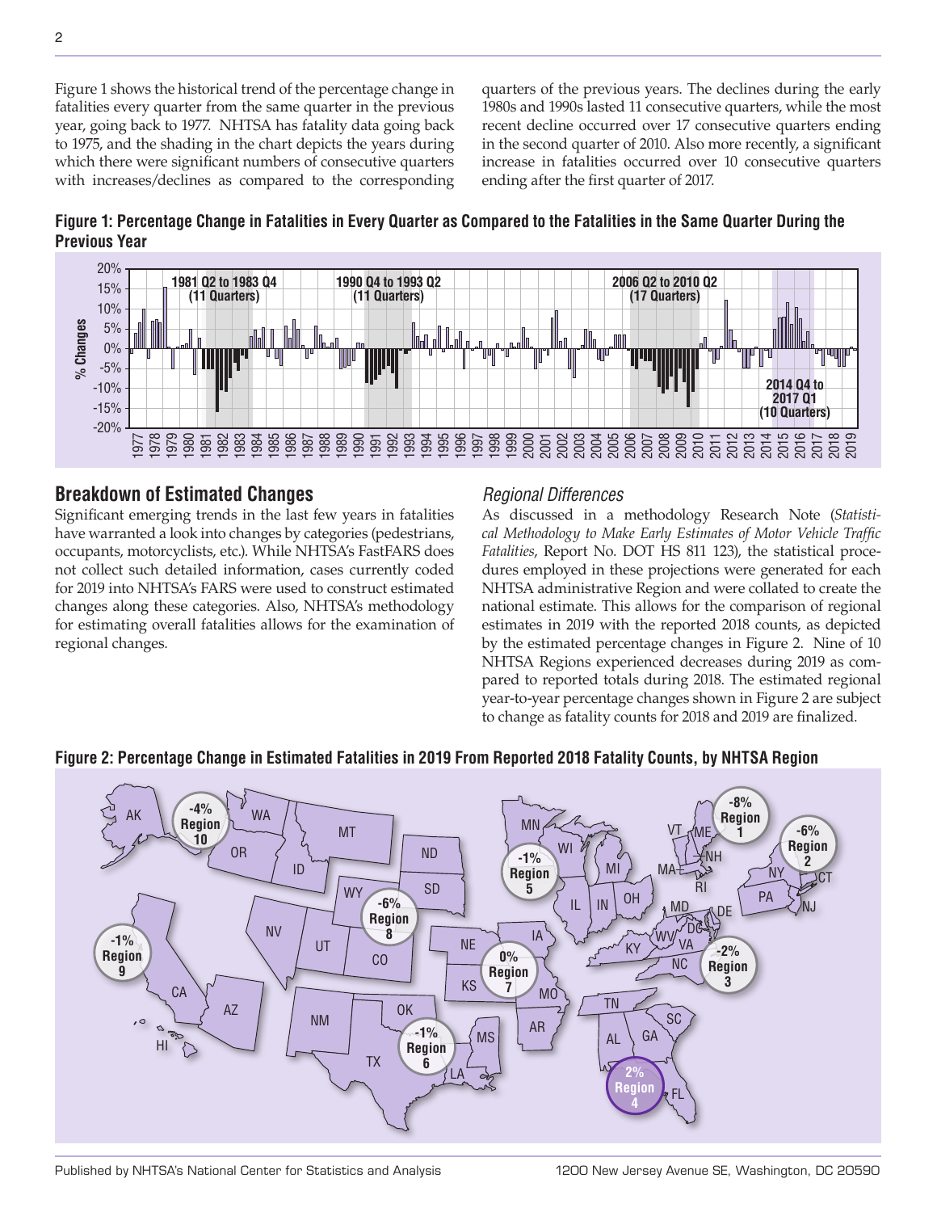Figure 1 shows the historical trend of the percentage change in fatalities every quarter from the same quarter in the previous year, going back to 1977. NHTSA has fatality data going back to 1975, and the shading in the chart depicts the years during which there were significant numbers of consecutive quarters with increases/declines as compared to the corresponding quarters of the previous years. The declines during the early 1980s and 1990s lasted 11 consecutive quarters, while the most recent decline occurred over 17 consecutive quarters ending in the second quarter of 2010. Also more recently, a significant increase in fatalities occurred over 10 consecutive quarters ending after the first quarter of 2017.

**Figure 1: Percentage Change in Fatalities in Every Quarter as Compared to the Fatalities in the Same Quarter During the Previous Year**

## Breakdown of Estimated Changes

Significant emerging trends in the last few years in fatalities have warranted a look into changes by categories (pedestrians, occupants, motorcyclists, etc.). While NHTSA's FastFARS does not collect such detailed information, cases currently coded for 2019 into NHTSA's FARS were used to construct estimated changes along these categories. Also, NHTSA's methodology for estimating overall fatalities allows for the examination of regional changes.

### *Regional Differences*

As discussed in a methodology Research Note (*Statistical Methodology to Make Early Estimates of Motor Vehicle Traffic Fatalities*, Report No. DOT HS 811 123), the statistical procedures employed in these projections were generated for each NHTSA administrative Region and were collated to create the national estimate. This allows for the comparison of regional estimates in 2019 with the reported 2018 counts, as depicted by the estimated percentage changes in Figure 2. Nine of 10 NHTSA Regions experienced decreases during 2019 as compared to reported totals during 2018. The estimated regional year-to-year percentage changes shown in Figure 2 are subject to change as fatality counts for 2018 and 2019 are finalized.

**Figure 2: Percentage Change in Estimated Fatalities in 2019 From Reported 2018 Fatality Counts, by NHTSA Region**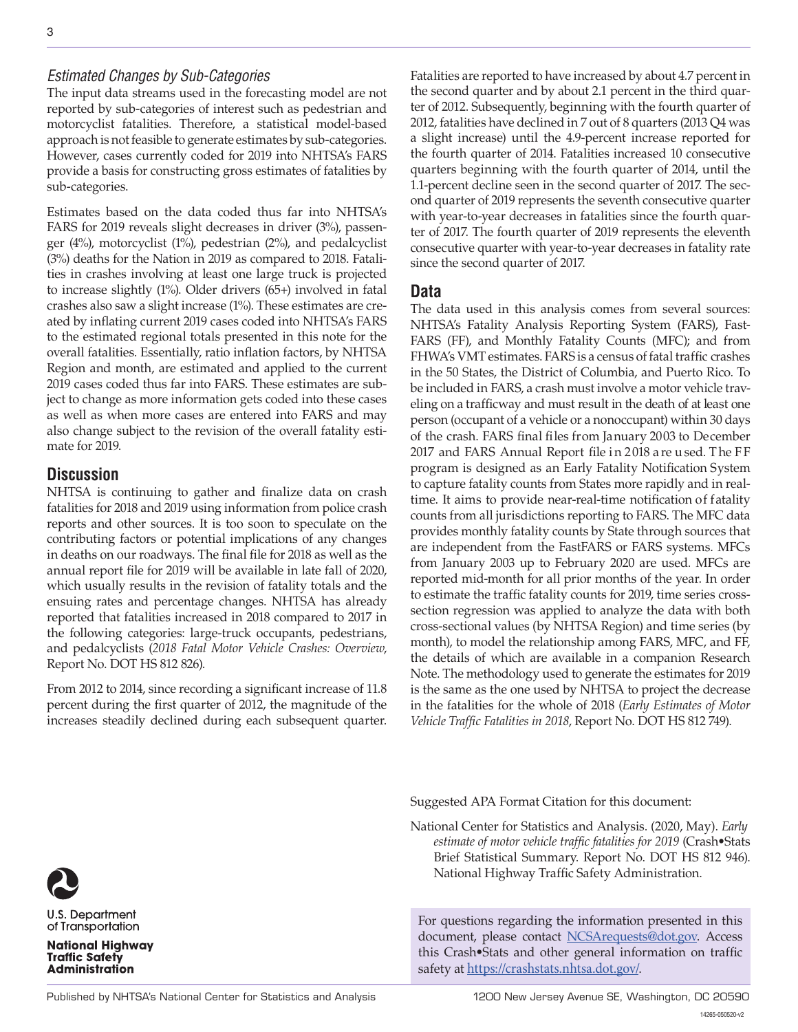### *Estimated Changes by Sub-Categories*

The input data streams used in the forecasting model are not reported by sub-categories of interest such as pedestrian and motorcyclist fatalities. Therefore, a statistical model-based approach is not feasible to generate estimates by sub-categories. However, cases currently coded for 2019 into NHTSA's FARS provide a basis for constructing gross estimates of fatalities by sub-categories.

Estimates based on the data coded thus far into NHTSA's FARS for 2019 reveals slight decreases in driver (3%), passenger (4%), motorcyclist (1%), pedestrian (2%), and pedalcyclist (3%) deaths for the Nation in 2019 as compared to 2018. Fatalities in crashes involving at least one large truck is projected to increase slightly (1%). Older drivers (65+) involved in fatal crashes also saw a slight increase (1%). These estimates are created by inflating current 2019 cases coded into NHTSA's FARS to the estimated regional totals presented in this note for the overall fatalities. Essentially, ratio inflation factors, by NHTSA Region and month, are estimated and applied to the current 2019 cases coded thus far into FARS. These estimates are subject to change as more information gets coded into these cases as well as when more cases are entered into FARS and may also change subject to the revision of the overall fatality estimate for 2019.

## Discussion

NHTSA is continuing to gather and finalize data on crash fatalities for 2018 and 2019 using information from police crash reports and other sources. It is too soon to speculate on the contributing factors or potential implications of any changes in deaths on our roadways. The final file for 2018 as well as the annual report file for 2019 will be available in late fall of 2020, which usually results in the revision of fatality totals and the ensuing rates and percentage changes. NHTSA has already reported that fatalities increased in 2018 compared to 2017 in the following categories: large-truck occupants, pedestrians, and pedalcyclists (*2018 Fatal Motor Vehicle Crashes: Overview*, Report No. DOT HS 812 826).

From 2012 to 2014, since recording a significant increase of 11.8 percent during the first quarter of 2012, the magnitude of the increases steadily declined during each subsequent quarter. Fatalities are reported to have increased by about 4.7 percent in the second quarter and by about 2.1 percent in the third quarter of 2012. Subsequently, beginning with the fourth quarter of 2012, fatalities have declined in 7 out of 8 quarters (2013 Q4 was a slight increase) until the 4.9-percent increase reported for the fourth quarter of 2014. Fatalities increased 10 consecutive quarters beginning with the fourth quarter of 2014, until the 1.1-percent decline seen in the second quarter of 2017. The second quarter of 2019 represents the seventh consecutive quarter with year-to-year decreases in fatalities since the fourth quarter of 2017. The fourth quarter of 2019 represents the eleventh consecutive quarter with year-to-year decreases in fatality rate since the second quarter of 2017.

## Data

The data used in this analysis comes from several sources: NHTSA's Fatality Analysis Reporting System (FARS), Fast-FARS (FF), and Monthly Fatality Counts (MFC); and from FHWA's VMT estimates. FARS is a census of fatal traffic crashes in the 50 States, the District of Columbia, and Puerto Rico. To be included in FARS, a crash must involve a motor vehicle traveling on a trafficway and must result in the death of at least one person (occupant of a vehicle or a nonoccupant) within 30 days of the crash. FARS final files from January 2003 to December 2017 and FARS Annual Report file in 2018 are used. The FF program is designed as an Early Fatality Notification System to capture fatality counts from States more rapidly and in real-time. It aims to provide near-real-time notification of fatality counts from all jurisdictions reporting to FARS. The MFC data provides monthly fatality counts by State through sources that are independent from the FastFARS or FARS systems. MFCs from January 2003 up to February 2020 are used. MFCs are reported mid-month for all prior months of the year. In order to estimate the traffic fatality counts for 2019, time series cross-section regression was applied to analyze the data with both cross-sectional values (by NHTSA Region) and time series (by month), to model the relationship among FARS, MFC, and FF, the details of which are available in a companion Research Note. The methodology used to generate the estimates for 2019 is the same as the one used by NHTSA to project the decrease in the fatalities for the whole of 2018 (*Early Estimates of Motor Vehicle Traffic Fatalities in 2018*, Report No. DOT HS 812 749).

Suggested APA Format Citation for this document:

National Center for Statistics and Analysis. (2020, May). *Early estimate of motor vehicle traffic fatalities for 2019* (Crash•Stats Brief Statistical Summary. Report No. DOT HS 812 946). National Highway Traffic Safety Administration.

For questions regarding the information presented in this document, please contact NCSArequests@dot.gov. Access this Crash•Stats and other general information on traffic safety at https://crashstats.nhtsa.dot.gov/.

U.S. Department of Transportation

**National Highway Traffic Safety Administration**

Published by NHTSA's National Center for Statistics and Analysis

1200 New Jersey Avenue SE, Washington, DC 20590

14265-050520-v2